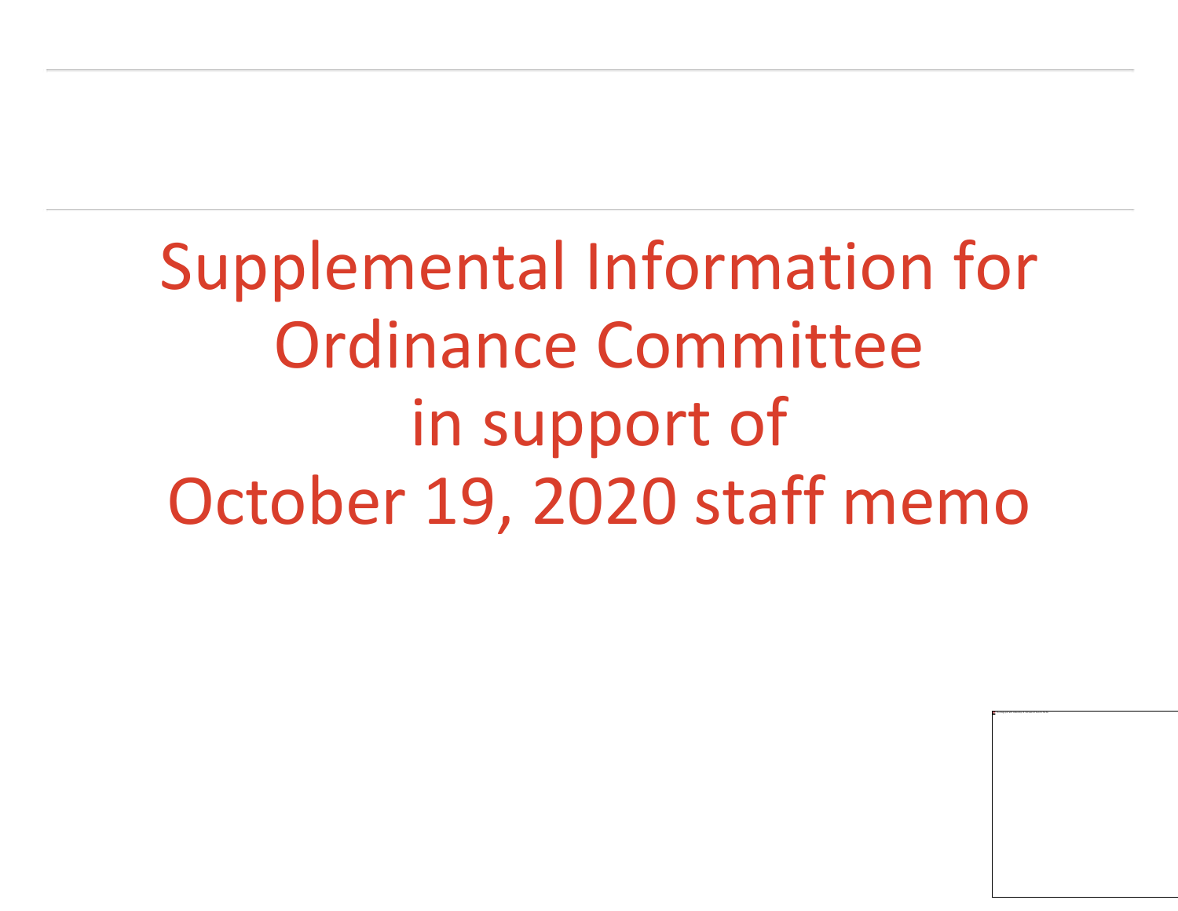# Supplemental Information for Ordinance Committee in support of October 19, 2020 staff memo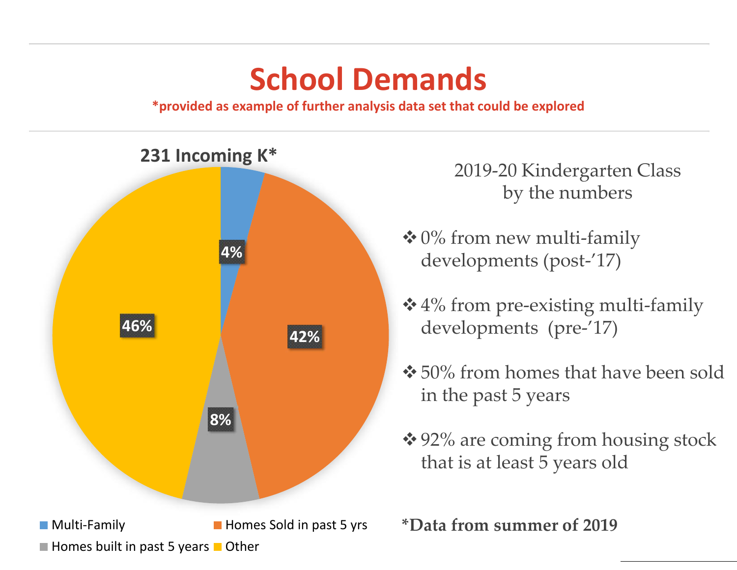# School Demands

**\*provided as example of further analysis data set that could be explored**

**231 Incoming K\***

| Category | Percentage |
|---|---|
| Multi-Family | 4% |
| Homes Sold in past 5 yrs | 42% |
| Homes built in past 5 years | 8% |
| Other | 46% |

2019-20 Kindergarten Class by the numbers

- 0% from new multi-family developments (post-'17)
- 4% from pre-existing multi-family developments (pre-'17)
- 50% from homes that have been sold in the past 5 years
- 92% are coming from housing stock that is at least 5 years old

**\*Data from summer of 2019**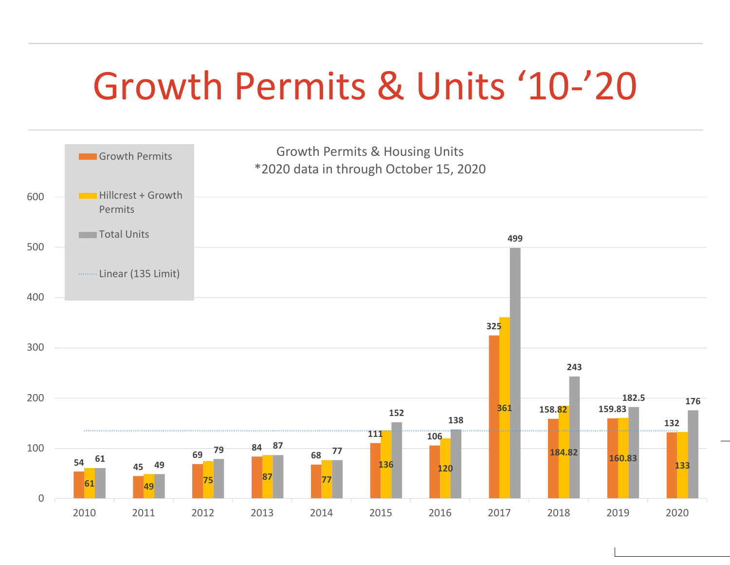# Growth Permits & Units '10-'20

Growth Permits & Housing Units
*2020 data in through October 15, 2020

| Year | Growth Permits | Hillcrest + Growth Permits | Total Units |
|---|---|---|---|
| 2010 | 54 | 61 | 61 |
| 2011 | 45 | 49 | 49 |
| 2012 | 69 | 75 | 79 |
| 2013 | 84 | 87 | 87 |
| 2014 | 68 | 77 | 77 |
| 2015 | 111 | 136 | 152 |
| 2016 | 106 | 120 | 138 |
| 2017 | 325 | 361 | 499 |
| 2018 | 158.82 | 184.82 | 243 |
| 2019 | 159.83 | 160.83 | 182.5 |
| 2020 | 132 | 133 | 176 |

Linear (135 Limit)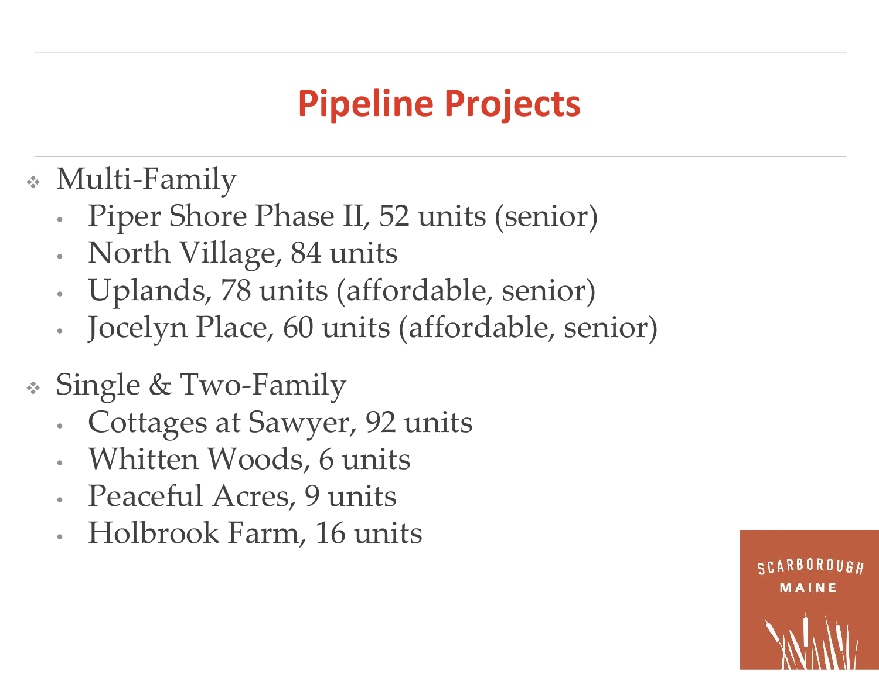# Pipeline Projects

- Multi-Family
  - Piper Shore Phase II, 52 units (senior)
  - North Village, 84 units
  - Uplands, 78 units (affordable, senior)
  - Jocelyn Place, 60 units (affordable, senior)
- Single & Two-Family
  - Cottages at Sawyer, 92 units
  - Whitten Woods, 6 units
  - Peaceful Acres, 9 units
  - Holbrook Farm, 16 units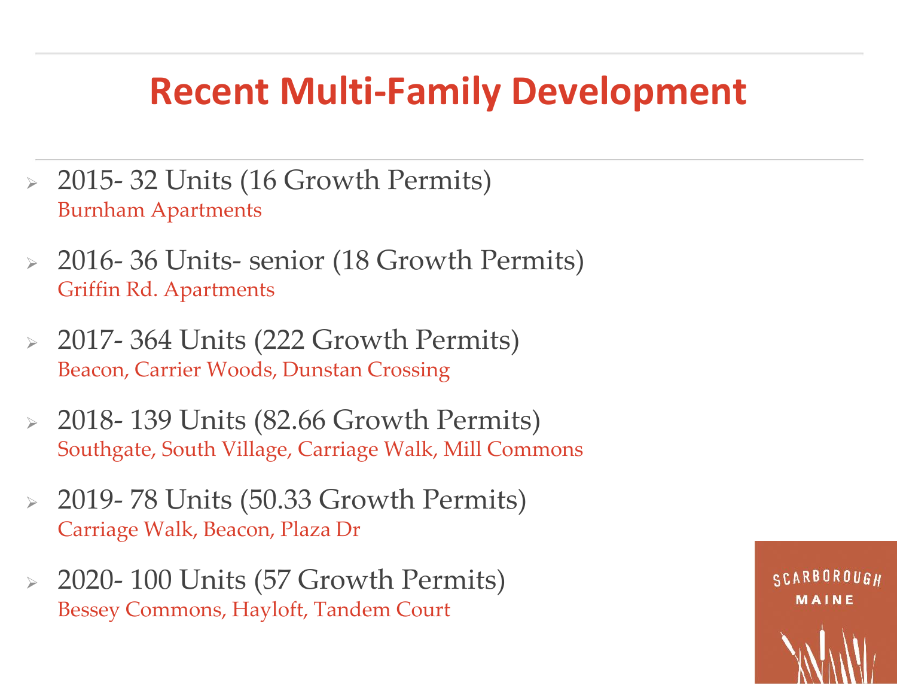# Recent Multi-Family Development

- 2015- 32 Units (16 Growth Permits)
  Burnham Apartments
- 2016- 36 Units- senior (18 Growth Permits)
  Griffin Rd. Apartments
- 2017- 364 Units (222 Growth Permits)
  Beacon, Carrier Woods, Dunstan Crossing
- 2018- 139 Units (82.66 Growth Permits)
  Southgate, South Village, Carriage Walk, Mill Commons
- 2019- 78 Units (50.33 Growth Permits)
  Carriage Walk, Beacon, Plaza Dr
- 2020- 100 Units (57 Growth Permits)
  Bessey Commons, Hayloft, Tandem Court

SCARBOROUGH MAINE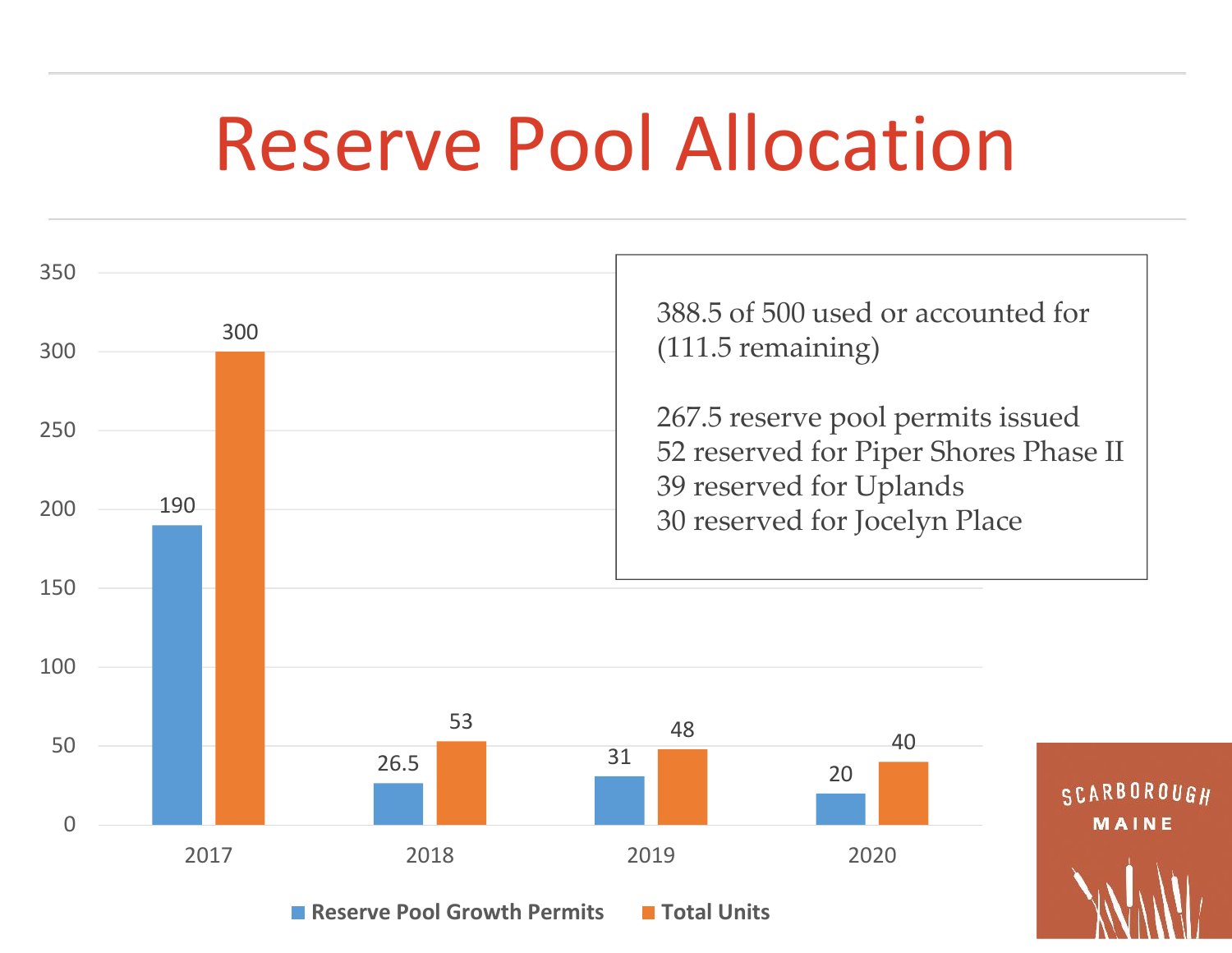# Reserve Pool Allocation

| Year | Reserve Pool Growth Permits | Total Units |
|---|---|---|
| 2017 | 190 | 300 |
| 2018 | 26.5 | 53 |
| 2019 | 31 | 48 |
| 2020 | 20 | 40 |

388.5 of 500 used or accounted for (111.5 remaining)

267.5 reserve pool permits issued
52 reserved for Piper Shores Phase II
39 reserved for Uplands
30 reserved for Jocelyn Place

SCARBOROUGH MAINE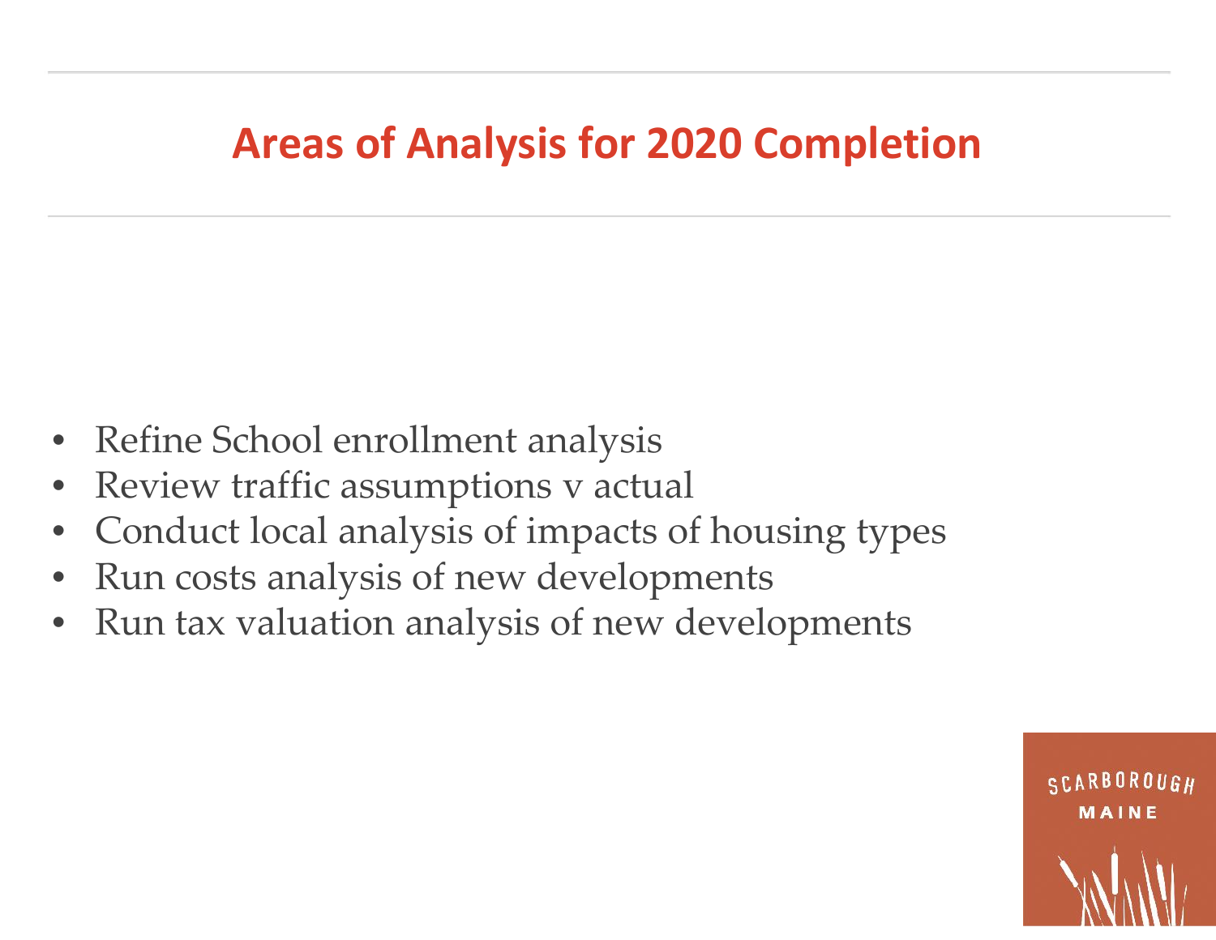# Areas of Analysis for 2020 Completion

- Refine School enrollment analysis
- Review traffic assumptions v actual
- Conduct local analysis of impacts of housing types
- Run costs analysis of new developments
- Run tax valuation analysis of new developments